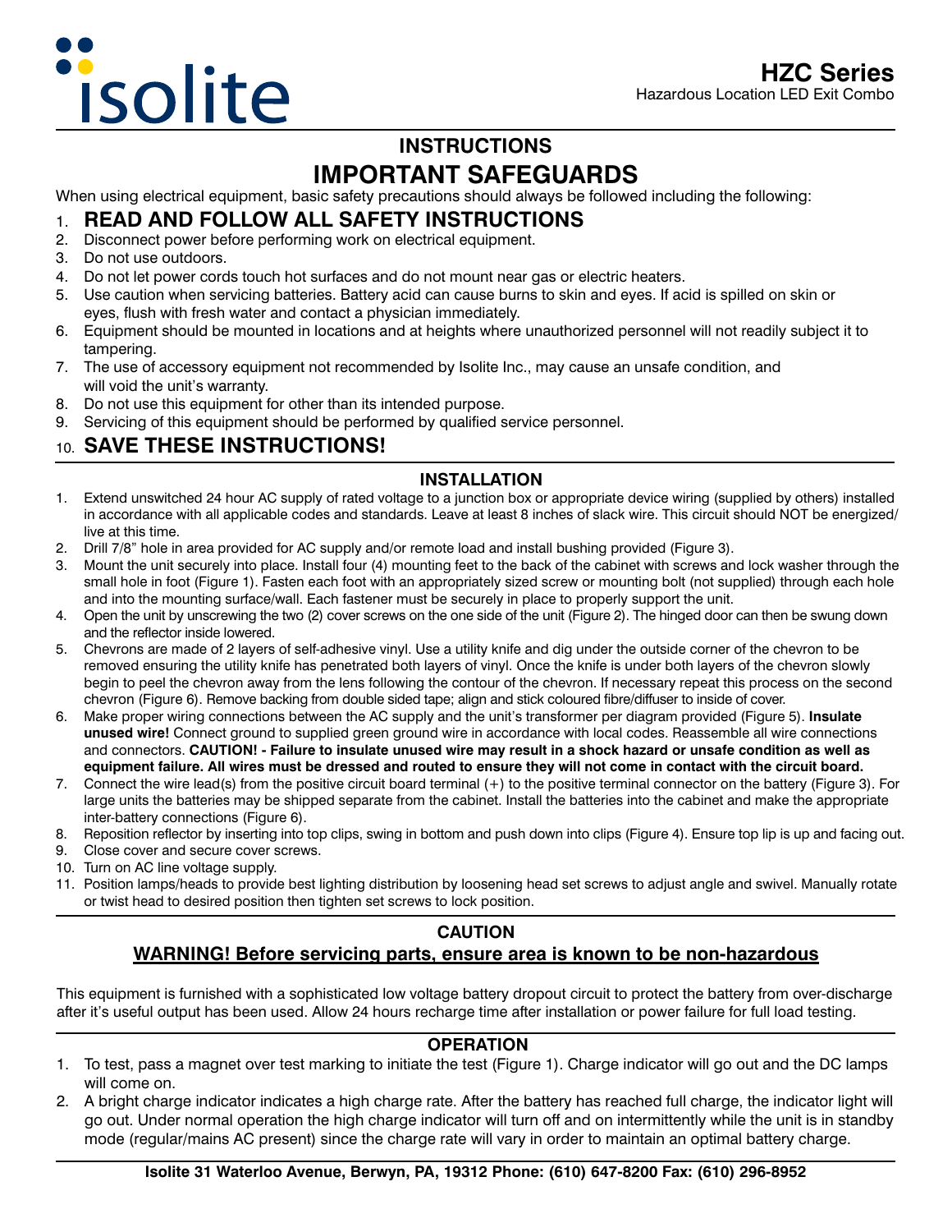isolite

**HZC Series**
Hazardous Location LED Exit Combo

# INSTRUCTIONS

# IMPORTANT SAFEGUARDS

When using electrical equipment, basic safety precautions should always be followed including the following:

1. **READ AND FOLLOW ALL SAFETY INSTRUCTIONS**
2. Disconnect power before performing work on electrical equipment.
3. Do not use outdoors.
4. Do not let power cords touch hot surfaces and do not mount near gas or electric heaters.
5. Use caution when servicing batteries. Battery acid can cause burns to skin and eyes. If acid is spilled on skin or eyes, flush with fresh water and contact a physician immediately.
6. Equipment should be mounted in locations and at heights where unauthorized personnel will not readily subject it to tampering.
7. The use of accessory equipment not recommended by Isolite Inc., may cause an unsafe condition, and will void the unit's warranty.
8. Do not use this equipment for other than its intended purpose.
9. Servicing of this equipment should be performed by qualified service personnel.
10. **SAVE THESE INSTRUCTIONS!**

## INSTALLATION

1. Extend unswitched 24 hour AC supply of rated voltage to a junction box or appropriate device wiring (supplied by others) installed in accordance with all applicable codes and standards. Leave at least 8 inches of slack wire. This circuit should NOT be energized/live at this time.
2. Drill 7/8" hole in area provided for AC supply and/or remote load and install bushing provided (Figure 3).
3. Mount the unit securely into place. Install four (4) mounting feet to the back of the cabinet with screws and lock washer through the small hole in foot (Figure 1). Fasten each foot with an appropriately sized screw or mounting bolt (not supplied) through each hole and into the mounting surface/wall. Each fastener must be securely in place to properly support the unit.
4. Open the unit by unscrewing the two (2) cover screws on the one side of the unit (Figure 2). The hinged door can then be swung down and the reflector inside lowered.
5. Chevrons are made of 2 layers of self-adhesive vinyl. Use a utility knife and dig under the outside corner of the chevron to be removed ensuring the utility knife has penetrated both layers of vinyl. Once the knife is under both layers of the chevron slowly begin to peel the chevron away from the lens following the contour of the chevron. If necessary repeat this process on the second chevron (Figure 6). Remove backing from double sided tape; align and stick coloured fibre/diffuser to inside of cover.
6. Make proper wiring connections between the AC supply and the unit's transformer per diagram provided (Figure 5). **Insulate unused wire!** Connect ground to supplied green ground wire in accordance with local codes. Reassemble all wire connections and connectors. **CAUTION! - Failure to insulate unused wire may result in a shock hazard or unsafe condition as well as equipment failure. All wires must be dressed and routed to ensure they will not come in contact with the circuit board.**
7. Connect the wire lead(s) from the positive circuit board terminal (+) to the positive terminal connector on the battery (Figure 3). For large units the batteries may be shipped separate from the cabinet. Install the batteries into the cabinet and make the appropriate inter-battery connections (Figure 6).
8. Reposition reflector by inserting into top clips, swing in bottom and push down into clips (Figure 4). Ensure top lip is up and facing out.
9. Close cover and secure cover screws.
10. Turn on AC line voltage supply.
11. Position lamps/heads to provide best lighting distribution by loosening head set screws to adjust angle and swivel. Manually rotate or twist head to desired position then tighten set screws to lock position.

## CAUTION

**WARNING! Before servicing parts, ensure area is known to be non-hazardous**

This equipment is furnished with a sophisticated low voltage battery dropout circuit to protect the battery from over-discharge after it's useful output has been used. Allow 24 hours recharge time after installation or power failure for full load testing.

## OPERATION

1. To test, pass a magnet over test marking to initiate the test (Figure 1). Charge indicator will go out and the DC lamps will come on.
2. A bright charge indicator indicates a high charge rate. After the battery has reached full charge, the indicator light will go out. Under normal operation the high charge indicator will turn off and on intermittently while the unit is in standby mode (regular/mains AC present) since the charge rate will vary in order to maintain an optimal battery charge.

**Isolite 31 Waterloo Avenue, Berwyn, PA, 19312 Phone: (610) 647-8200 Fax: (610) 296-8952**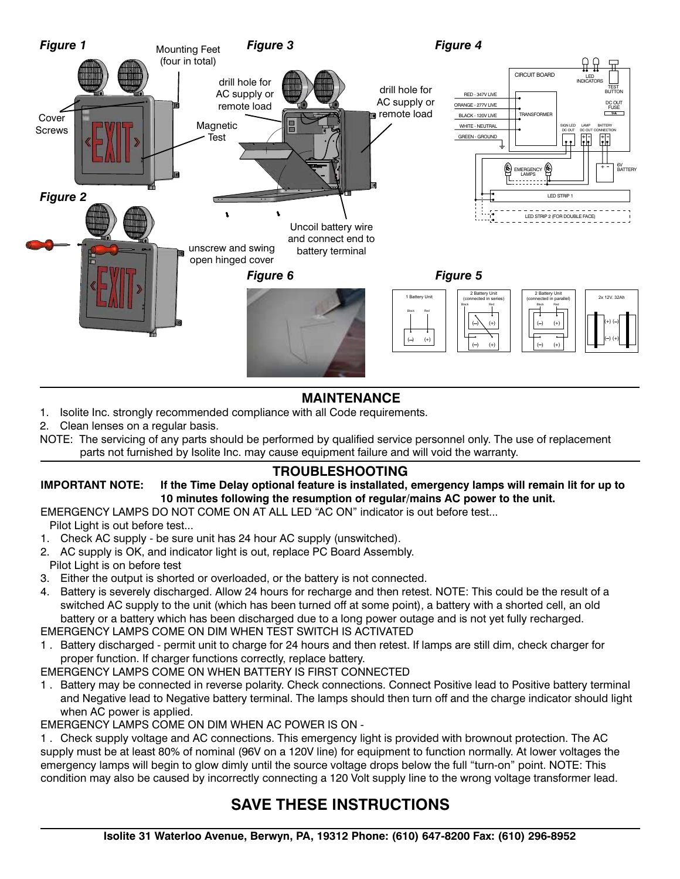*Figure 1*

Mounting Feet (four in total)

Cover Screws

Magnetic Test

*Figure 2*

unscrew and swing open hinged cover

*Figure 3*

drill hole for AC supply or remote load

drill hole for AC supply or remote load

Uncoil battery wire and connect end to battery terminal

*Figure 4*

CIRCUIT BOARD

LED INDICATORS

TEST BUTTON

DC OUT FUSE

RED - 347V LIVE

ORANGE - 277V LIVE

BLACK - 120V LIVE

WHITE - NEUTRAL

GREEN - GROUND

TRANSFORMER

SIGN LED DC OUT

LAMP DC OUT

BATTERY CONNECTION

6V BATTERY

EMERGENCY LAMPS

LED STRIP 1

LED STRIP 2 (FOR DOUBLE FACE)

*Figure 6*

*Figure 5*

1 Battery Unit

2 Battery Unit (connected in series)

2 Battery Unit (connected in parallel)

2x 12V. 32Ah

## MAINTENANCE

1. Isolite Inc. strongly recommended compliance with all Code requirements.
2. Clean lenses on a regular basis.

NOTE: The servicing of any parts should be performed by qualified service personnel only. The use of replacement parts not furnished by Isolite Inc. may cause equipment failure and will void the warranty.

## TROUBLESHOOTING

**IMPORTANT NOTE: If the Time Delay optional feature is installated, emergency lamps will remain lit for up to 10 minutes following the resumption of regular/mains AC power to the unit.**

EMERGENCY LAMPS DO NOT COME ON AT ALL LED "AC ON" indicator is out before test...

Pilot Light is out before test...

1. Check AC supply - be sure unit has 24 hour AC supply (unswitched).
2. AC supply is OK, and indicator light is out, replace PC Board Assembly.

Pilot Light is on before test

3. Either the output is shorted or overloaded, or the battery is not connected.
4. Battery is severely discharged. Allow 24 hours for recharge and then retest. NOTE: This could be the result of a switched AC supply to the unit (which has been turned off at some point), a battery with a shorted cell, an old battery or a battery which has been discharged due to a long power outage and is not yet fully recharged.

EMERGENCY LAMPS COME ON DIM WHEN TEST SWITCH IS ACTIVATED

1. Battery discharged - permit unit to charge for 24 hours and then retest. If lamps are still dim, check charger for proper function. If charger functions correctly, replace battery.

EMERGENCY LAMPS COME ON WHEN BATTERY IS FIRST CONNECTED

1. Battery may be connected in reverse polarity. Check connections. Connect Positive lead to Positive battery terminal and Negative lead to Negative battery terminal. The lamps should then turn off and the charge indicator should light when AC power is applied.

EMERGENCY LAMPS COME ON DIM WHEN AC POWER IS ON -

1. Check supply voltage and AC connections. This emergency light is provided with brownout protection. The AC supply must be at least 80% of nominal (96V on a 120V line) for equipment to function normally. At lower voltages the emergency lamps will begin to glow dimly until the source voltage drops below the full "turn-on" point. NOTE: This condition may also be caused by incorrectly connecting a 120 Volt supply line to the wrong voltage transformer lead.

## SAVE THESE INSTRUCTIONS

**Isolite 31 Waterloo Avenue, Berwyn, PA, 19312 Phone: (610) 647-8200 Fax: (610) 296-8952**